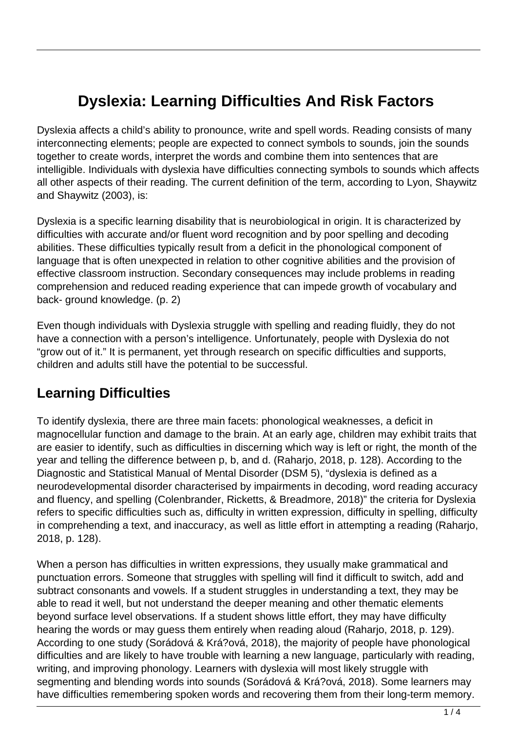# Dyslexia: Learning Difficulties And Risk Factors

Dyslexia affects a child's ability to pronounce, write and spell words. Reading consists of many interconnecting elements; people are expected to connect symbols to sounds, join the sounds together to create words, interpret the words and combine them into sentences that are intelligible. Individuals with dyslexia have difficulties connecting symbols to sounds which affects all other aspects of their reading. The current definition of the term, according to Lyon, Shaywitz and Shaywitz (2003), is:

Dyslexia is a specific learning disability that is neurobiological in origin. It is characterized by difficulties with accurate and/or fluent word recognition and by poor spelling and decoding abilities. These difficulties typically result from a deficit in the phonological component of language that is often unexpected in relation to other cognitive abilities and the provision of effective classroom instruction. Secondary consequences may include problems in reading comprehension and reduced reading experience that can impede growth of vocabulary and back- ground knowledge. (p. 2)

Even though individuals with Dyslexia struggle with spelling and reading fluidly, they do not have a connection with a person's intelligence. Unfortunately, people with Dyslexia do not "grow out of it." It is permanent, yet through research on specific difficulties and supports, children and adults still have the potential to be successful.

## Learning Difficulties

To identify dyslexia, there are three main facets: phonological weaknesses, a deficit in magnocellular function and damage to the brain. At an early age, children may exhibit traits that are easier to identify, such as difficulties in discerning which way is left or right, the month of the year and telling the difference between p, b, and d. (Raharjo, 2018, p. 128). According to the Diagnostic and Statistical Manual of Mental Disorder (DSM 5), "dyslexia is defined as a neurodevelopmental disorder characterised by impairments in decoding, word reading accuracy and fluency, and spelling (Colenbrander, Ricketts, & Breadmore, 2018)" the criteria for Dyslexia refers to specific difficulties such as, difficulty in written expression, difficulty in spelling, difficulty in comprehending a text, and inaccuracy, as well as little effort in attempting a reading (Raharjo, 2018, p. 128).

When a person has difficulties in written expressions, they usually make grammatical and punctuation errors. Someone that struggles with spelling will find it difficult to switch, add and subtract consonants and vowels. If a student struggles in understanding a text, they may be able to read it well, but not understand the deeper meaning and other thematic elements beyond surface level observations. If a student shows little effort, they may have difficulty hearing the words or may guess them entirely when reading aloud (Raharjo, 2018, p. 129). According to one study (Sorádová & Krá?ová, 2018), the majority of people have phonological difficulties and are likely to have trouble with learning a new language, particularly with reading, writing, and improving phonology. Learners with dyslexia will most likely struggle with segmenting and blending words into sounds (Sorádová & Krá?ová, 2018). Some learners may have difficulties remembering spoken words and recovering them from their long-term memory.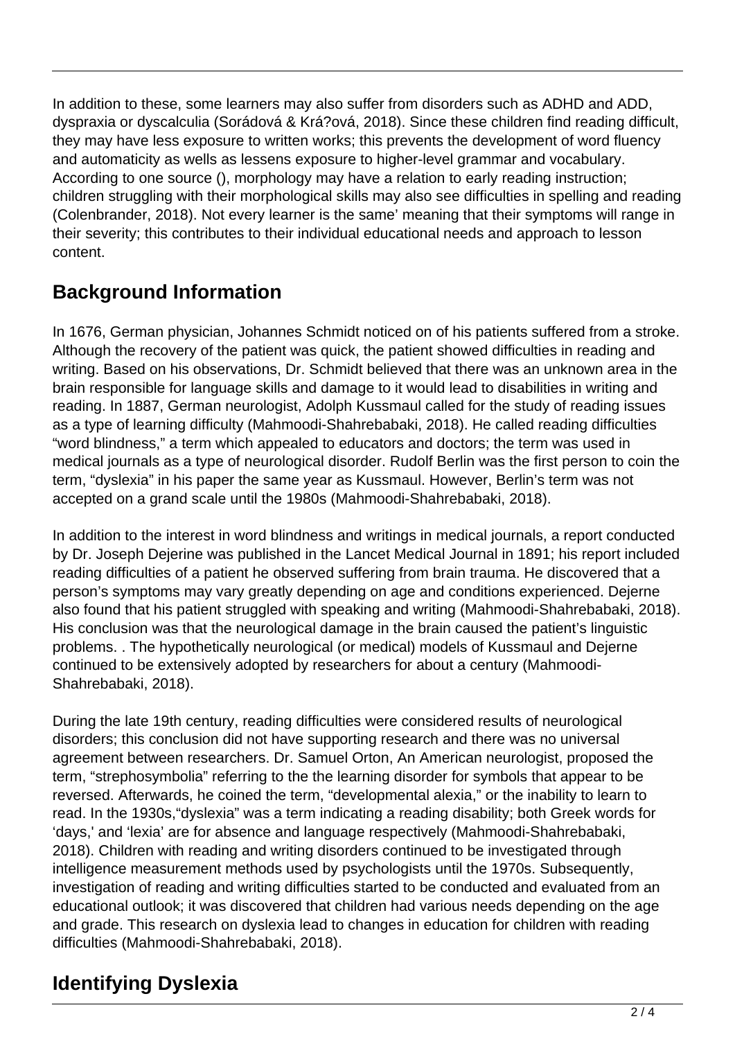In addition to these, some learners may also suffer from disorders such as ADHD and ADD, dyspraxia or dyscalculia (Sorádová & Krá?ová, 2018). Since these children find reading difficult, they may have less exposure to written works; this prevents the development of word fluency and automaticity as wells as lessens exposure to higher-level grammar and vocabulary. According to one source (), morphology may have a relation to early reading instruction; children struggling with their morphological skills may also see difficulties in spelling and reading (Colenbrander, 2018). Not every learner is the same' meaning that their symptoms will range in their severity; this contributes to their individual educational needs and approach to lesson content.

## Background Information

In 1676, German physician, Johannes Schmidt noticed on of his patients suffered from a stroke. Although the recovery of the patient was quick, the patient showed difficulties in reading and writing. Based on his observations, Dr. Schmidt believed that there was an unknown area in the brain responsible for language skills and damage to it would lead to disabilities in writing and reading. In 1887, German neurologist, Adolph Kussmaul called for the study of reading issues as a type of learning difficulty (Mahmoodi-Shahrebabaki, 2018). He called reading difficulties "word blindness," a term which appealed to educators and doctors; the term was used in medical journals as a type of neurological disorder. Rudolf Berlin was the first person to coin the term, "dyslexia" in his paper the same year as Kussmaul. However, Berlin's term was not accepted on a grand scale until the 1980s (Mahmoodi-Shahrebabaki, 2018).

In addition to the interest in word blindness and writings in medical journals, a report conducted by Dr. Joseph Dejerine was published in the Lancet Medical Journal in 1891; his report included reading difficulties of a patient he observed suffering from brain trauma. He discovered that a person's symptoms may vary greatly depending on age and conditions experienced. Dejerne also found that his patient struggled with speaking and writing (Mahmoodi-Shahrebabaki, 2018). His conclusion was that the neurological damage in the brain caused the patient's linguistic problems. . The hypothetically neurological (or medical) models of Kussmaul and Dejerne continued to be extensively adopted by researchers for about a century (Mahmoodi-Shahrebabaki, 2018).

During the late 19th century, reading difficulties were considered results of neurological disorders; this conclusion did not have supporting research and there was no universal agreement between researchers. Dr. Samuel Orton, An American neurologist, proposed the term, "strephosymbolia" referring to the the learning disorder for symbols that appear to be reversed. Afterwards, he coined the term, "developmental alexia," or the inability to learn to read. In the 1930s,"dyslexia" was a term indicating a reading disability; both Greek words for 'days,' and 'lexia' are for absence and language respectively (Mahmoodi-Shahrebabaki, 2018). Children with reading and writing disorders continued to be investigated through intelligence measurement methods used by psychologists until the 1970s. Subsequently, investigation of reading and writing difficulties started to be conducted and evaluated from an educational outlook; it was discovered that children had various needs depending on the age and grade. This research on dyslexia lead to changes in education for children with reading difficulties (Mahmoodi-Shahrebabaki, 2018).

## Identifying Dyslexia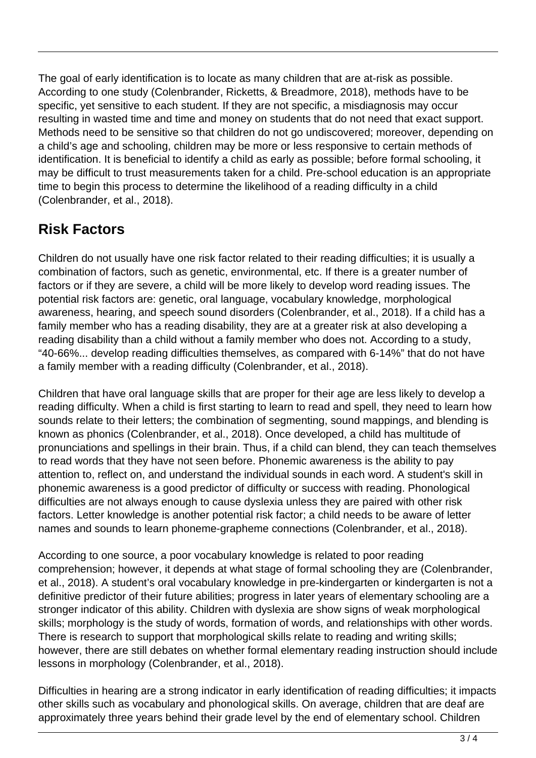The goal of early identification is to locate as many children that are at-risk as possible. According to one study (Colenbrander, Ricketts, & Breadmore, 2018), methods have to be specific, yet sensitive to each student. If they are not specific, a misdiagnosis may occur resulting in wasted time and time and money on students that do not need that exact support. Methods need to be sensitive so that children do not go undiscovered; moreover, depending on a child's age and schooling, children may be more or less responsive to certain methods of identification. It is beneficial to identify a child as early as possible; before formal schooling, it may be difficult to trust measurements taken for a child. Pre-school education is an appropriate time to begin this process to determine the likelihood of a reading difficulty in a child (Colenbrander, et al., 2018).

## Risk Factors

Children do not usually have one risk factor related to their reading difficulties; it is usually a combination of factors, such as genetic, environmental, etc. If there is a greater number of factors or if they are severe, a child will be more likely to develop word reading issues. The potential risk factors are: genetic, oral language, vocabulary knowledge, morphological awareness, hearing, and speech sound disorders (Colenbrander, et al., 2018). If a child has a family member who has a reading disability, they are at a greater risk at also developing a reading disability than a child without a family member who does not. According to a study, "40-66%... develop reading difficulties themselves, as compared with 6-14%" that do not have a family member with a reading difficulty (Colenbrander, et al., 2018).

Children that have oral language skills that are proper for their age are less likely to develop a reading difficulty. When a child is first starting to learn to read and spell, they need to learn how sounds relate to their letters; the combination of segmenting, sound mappings, and blending is known as phonics (Colenbrander, et al., 2018). Once developed, a child has multitude of pronunciations and spellings in their brain. Thus, if a child can blend, they can teach themselves to read words that they have not seen before. Phonemic awareness is the ability to pay attention to, reflect on, and understand the individual sounds in each word. A student's skill in phonemic awareness is a good predictor of difficulty or success with reading. Phonological difficulties are not always enough to cause dyslexia unless they are paired with other risk factors. Letter knowledge is another potential risk factor; a child needs to be aware of letter names and sounds to learn phoneme-grapheme connections (Colenbrander, et al., 2018).

According to one source, a poor vocabulary knowledge is related to poor reading comprehension; however, it depends at what stage of formal schooling they are (Colenbrander, et al., 2018). A student's oral vocabulary knowledge in pre-kindergarten or kindergarten is not a definitive predictor of their future abilities; progress in later years of elementary schooling are a stronger indicator of this ability. Children with dyslexia are show signs of weak morphological skills; morphology is the study of words, formation of words, and relationships with other words. There is research to support that morphological skills relate to reading and writing skills; however, there are still debates on whether formal elementary reading instruction should include lessons in morphology (Colenbrander, et al., 2018).

Difficulties in hearing are a strong indicator in early identification of reading difficulties; it impacts other skills such as vocabulary and phonological skills. On average, children that are deaf are approximately three years behind their grade level by the end of elementary school. Children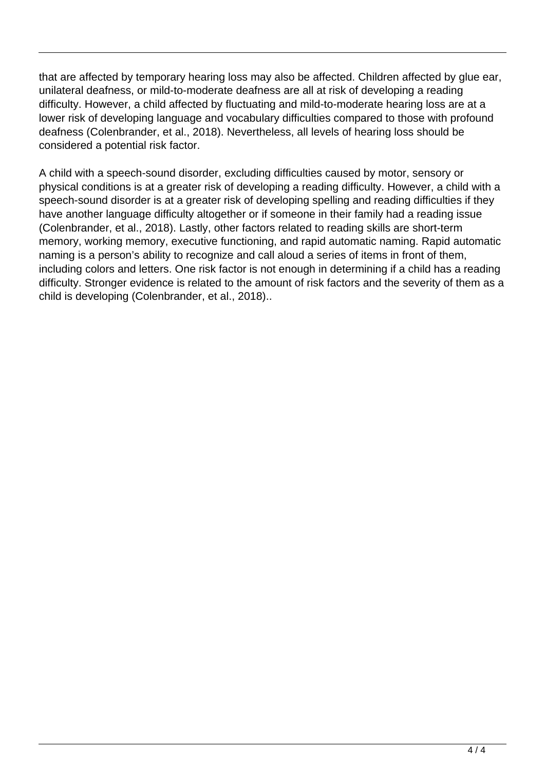that are affected by temporary hearing loss may also be affected. Children affected by glue ear, unilateral deafness, or mild-to-moderate deafness are all at risk of developing a reading difficulty. However, a child affected by fluctuating and mild-to-moderate hearing loss are at a lower risk of developing language and vocabulary difficulties compared to those with profound deafness (Colenbrander, et al., 2018). Nevertheless, all levels of hearing loss should be considered a potential risk factor.

A child with a speech-sound disorder, excluding difficulties caused by motor, sensory or physical conditions is at a greater risk of developing a reading difficulty. However, a child with a speech-sound disorder is at a greater risk of developing spelling and reading difficulties if they have another language difficulty altogether or if someone in their family had a reading issue (Colenbrander, et al., 2018). Lastly, other factors related to reading skills are short-term memory, working memory, executive functioning, and rapid automatic naming. Rapid automatic naming is a person's ability to recognize and call aloud a series of items in front of them, including colors and letters. One risk factor is not enough in determining if a child has a reading difficulty. Stronger evidence is related to the amount of risk factors and the severity of them as a child is developing (Colenbrander, et al., 2018)..